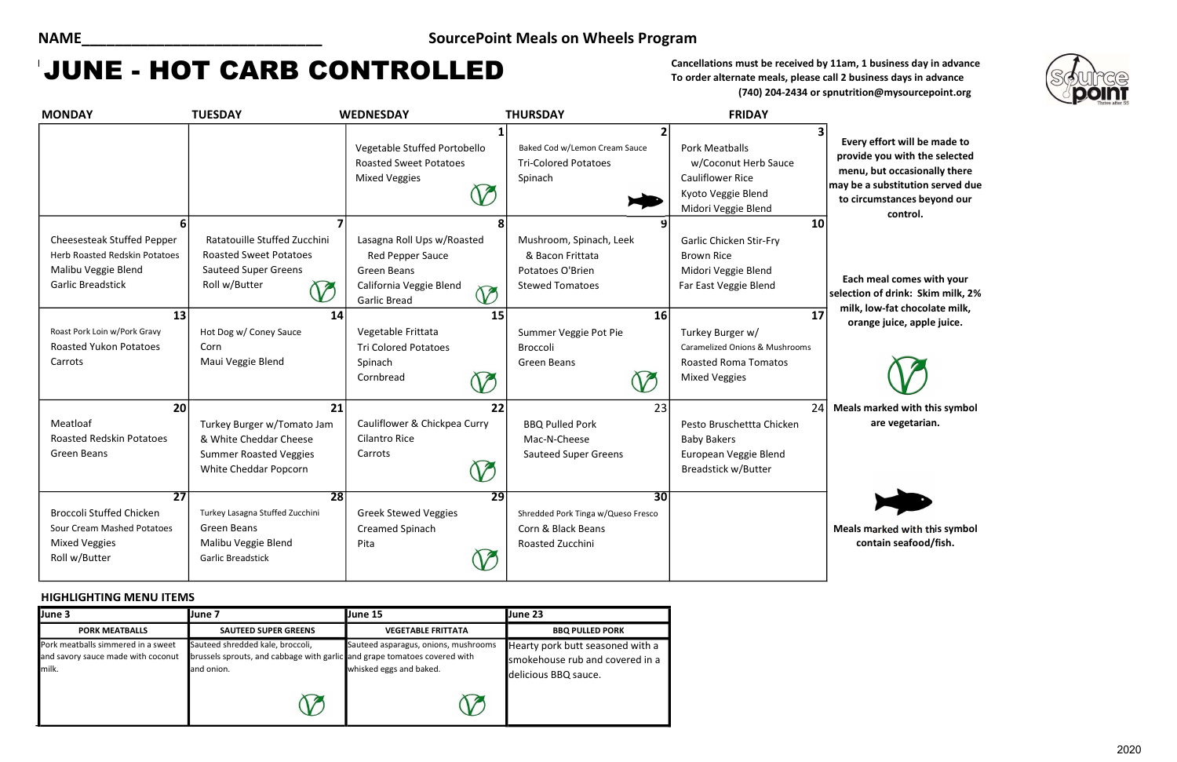NAME______________________________

**SourcePoint Meals on Wheels Program**

# JUNE - HOT CARB CONTROLLED

**Cancellations must be received by 11am, 1 business day in advance**
**To order alternate meals, please call 2 business days in advance**
**(740) 204-2434 or spnutrition@mysourcepoint.org**

| MONDAY | TUESDAY | WEDNESDAY | THURSDAY | FRIDAY |
|---|---|---|---|---|
| | | **1** Vegetable Stuffed Portobello, Roasted Sweet Potatoes, Mixed Veggies (V) | **2** Baked Cod w/Lemon Cream Sauce, Tri-Colored Potatoes, Spinach (fish) | **3** Pork Meatballs w/Coconut Herb Sauce, Cauliflower Rice, Kyoto Veggie Blend, Midori Veggie Blend |
| **6** Cheesesteak Stuffed Pepper, Herb Roasted Redskin Potatoes, Malibu Veggie Blend, Garlic Breadstick | **7** Ratatouille Stuffed Zucchini, Roasted Sweet Potatoes, Sauteed Super Greens, Roll w/Butter (V) | **8** Lasagna Roll Ups w/Roasted Red Pepper Sauce, Green Beans, California Veggie Blend, Garlic Bread (V) | **9** Mushroom, Spinach, Leek & Bacon Frittata, Potatoes O'Brien, Stewed Tomatoes | **10** Garlic Chicken Stir-Fry, Brown Rice, Midori Veggie Blend, Far East Veggie Blend |
| **13** Roast Pork Loin w/Pork Gravy, Roasted Yukon Potatoes, Carrots | **14** Hot Dog w/ Coney Sauce, Corn, Maui Veggie Blend | **15** Vegetable Frittata, Tri Colored Potatoes, Spinach, Cornbread (V) | **16** Summer Veggie Pot Pie, Broccoli, Green Beans (V) | **17** Turkey Burger w/ Caramelized Onions & Mushrooms, Roasted Roma Tomatos, Mixed Veggies |
| **20** Meatloaf, Roasted Redskin Potatoes, Green Beans | **21** Turkey Burger w/Tomato Jam & White Cheddar Cheese, Summer Roasted Veggies, White Cheddar Popcorn | **22** Cauliflower & Chickpea Curry, Cilantro Rice, Carrots (V) | **23** BBQ Pulled Pork, Mac-N-Cheese, Sauteed Super Greens | **24** Pesto Bruschettta Chicken, Baby Bakers, European Veggie Blend, Breadstick w/Butter |
| **27** Broccoli Stuffed Chicken, Sour Cream Mashed Potatoes, Mixed Veggies, Roll w/Butter | **28** Turkey Lasagna Stuffed Zucchini, Green Beans, Malibu Veggie Blend, Garlic Breadstick | **29** Greek Stewed Veggies, Creamed Spinach, Pita (V) | **30** Shredded Pork Tinga w/Queso Fresco, Corn & Black Beans, Roasted Zucchini | |

**Every effort will be made to provide you with the selected menu, but occasionally there may be a substitution served due to circumstances beyond our control.**

**Each meal comes with your selection of drink: Skim milk, 2% milk, low-fat chocolate milk, orange juice, apple juice.**

**Meals marked with this symbol (V) are vegetarian.**

**Meals marked with this symbol (fish) contain seafood/fish.**

### HIGHLIGHTING MENU ITEMS

| June 3 | June 7 | June 15 | June 23 |
|---|---|---|---|
| **PORK MEATBALLS** | **SAUTEED SUPER GREENS** | **VEGETABLE FRITTATA** | **BBQ PULLED PORK** |
| Pork meatballs simmered in a sweet and savory sauce made with coconut milk. | Sauteed shredded kale, broccoli, brussels sprouts, and cabbage with garlic and onion. (V) | Sauteed asparagus, onions, mushrooms and grape tomatoes covered with whisked eggs and baked. (V) | Hearty pork butt seasoned with a smokehouse rub and covered in a delicious BBQ sauce. |

2020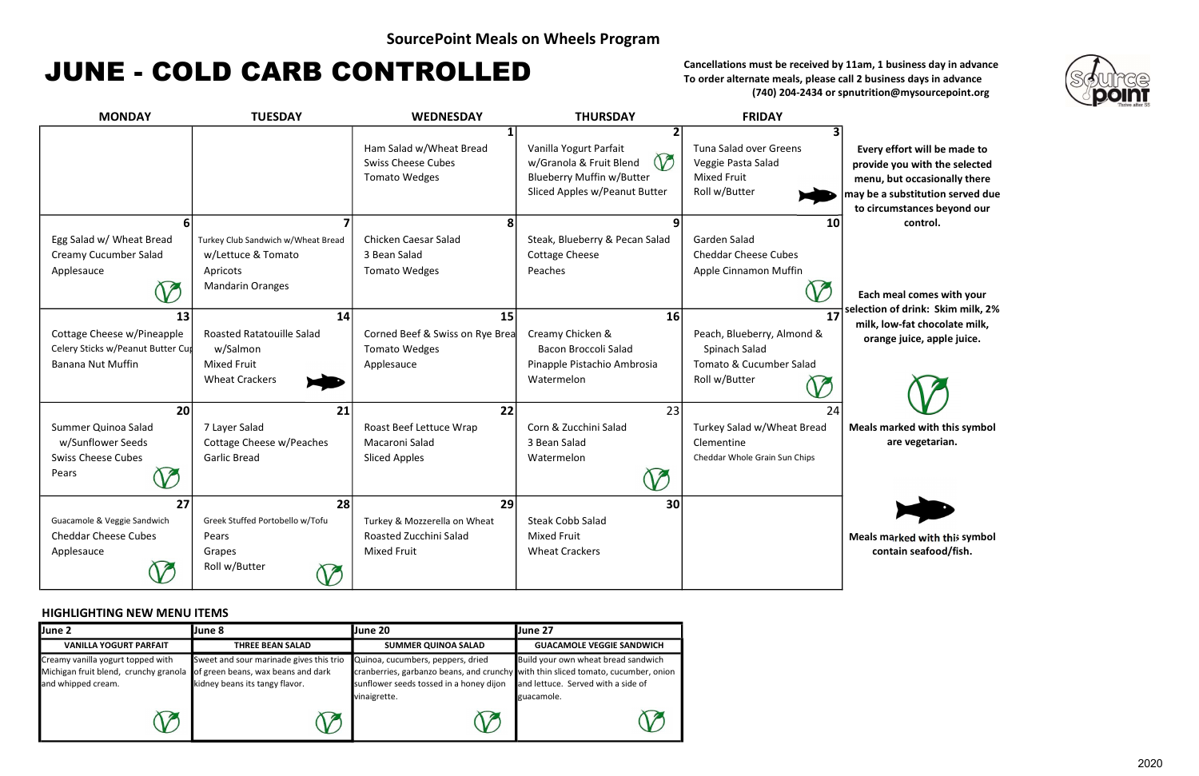**SourcePoint Meals on Wheels Program**

# JUNE - COLD CARB CONTROLLED

**Cancellations must be received by 11am, 1 business day in advance**
**To order alternate meals, please call 2 business days in advance**
**(740) 204-2434 or spnutrition@mysourcepoint.org**

| MONDAY | TUESDAY | WEDNESDAY | THURSDAY | FRIDAY |
|---|---|---|---|---|
| | | **1** Ham Salad w/Wheat Bread, Swiss Cheese Cubes, Tomato Wedges | **2** Vanilla Yogurt Parfait w/Granola & Fruit Blend (V), Blueberry Muffin w/Butter, Sliced Apples w/Peanut Butter | **3** Tuna Salad over Greens, Veggie Pasta Salad, Mixed Fruit, Roll w/Butter (Fish) |
| **6** Egg Salad w/ Wheat Bread, Creamy Cucumber Salad, Applesauce (V) | **7** Turkey Club Sandwich w/Wheat Bread w/Lettuce & Tomato, Apricots, Mandarin Oranges | **8** Chicken Caesar Salad, 3 Bean Salad, Tomato Wedges | **9** Steak, Blueberry & Pecan Salad, Cottage Cheese, Peaches | **10** Garden Salad, Cheddar Cheese Cubes, Apple Cinnamon Muffin (V) |
| **13** Cottage Cheese w/Pineapple, Celery Sticks w/Peanut Butter Cup, Banana Nut Muffin | **14** Roasted Ratatouille Salad w/Salmon, Mixed Fruit, Wheat Crackers (Fish) | **15** Corned Beef & Swiss on Rye Bread, Tomato Wedges, Applesauce | **16** Creamy Chicken & Bacon Broccoli Salad, Pinapple Pistachio Ambrosia, Watermelon | **17** Peach, Blueberry, Almond & Spinach Salad, Tomato & Cucumber Salad, Roll w/Butter (V) |
| **20** Summer Quinoa Salad w/Sunflower Seeds, Swiss Cheese Cubes, Pears (V) | **21** 7 Layer Salad, Cottage Cheese w/Peaches, Garlic Bread | **22** Roast Beef Lettuce Wrap, Macaroni Salad, Sliced Apples | **23** Corn & Zucchini Salad, 3 Bean Salad, Watermelon (V) | **24** Turkey Salad w/Wheat Bread, Clementine, Cheddar Whole Grain Sun Chips |
| **27** Guacamole & Veggie Sandwich, Cheddar Cheese Cubes, Applesauce (V) | **28** Greek Stuffed Portobello w/Tofu, Pears, Grapes, Roll w/Butter (V) | **29** Turkey & Mozzerella on Wheat, Roasted Zucchini Salad, Mixed Fruit | **30** Steak Cobb Salad, Mixed Fruit, Wheat Crackers | |

**Every effort will be made to provide you with the selected menu, but occasionally there may be a substitution served due to circumstances beyond our control.**

**Each meal comes with your selection of drink: Skim milk, 2% milk, low-fat chocolate milk, orange juice, apple juice.**

**Meals marked with this symbol (V) are vegetarian.**

**Meals marked with this symbol (Fish) contain seafood/fish.**

## HIGHLIGHTING NEW MENU ITEMS

| June 2 | June 8 | June 20 | June 27 |
|---|---|---|---|
| **VANILLA YOGURT PARFAIT** | **THREE BEAN SALAD** | **SUMMER QUINOA SALAD** | **GUACAMOLE VEGGIE SANDWICH** |
| Creamy vanilla yogurt topped with Michigan fruit blend, crunchy granola and whipped cream. (V) | Sweet and sour marinade gives this trio of green beans, wax beans and dark kidney beans its tangy flavor. (V) | Quinoa, cucumbers, peppers, dried cranberries, garbanzo beans, and crunchy sunflower seeds tossed in a honey dijon vinaigrette. (V) | Build your own wheat bread sandwich with thin sliced tomato, cucumber, onion and lettuce. Served with a side of guacamole. (V) |

2020